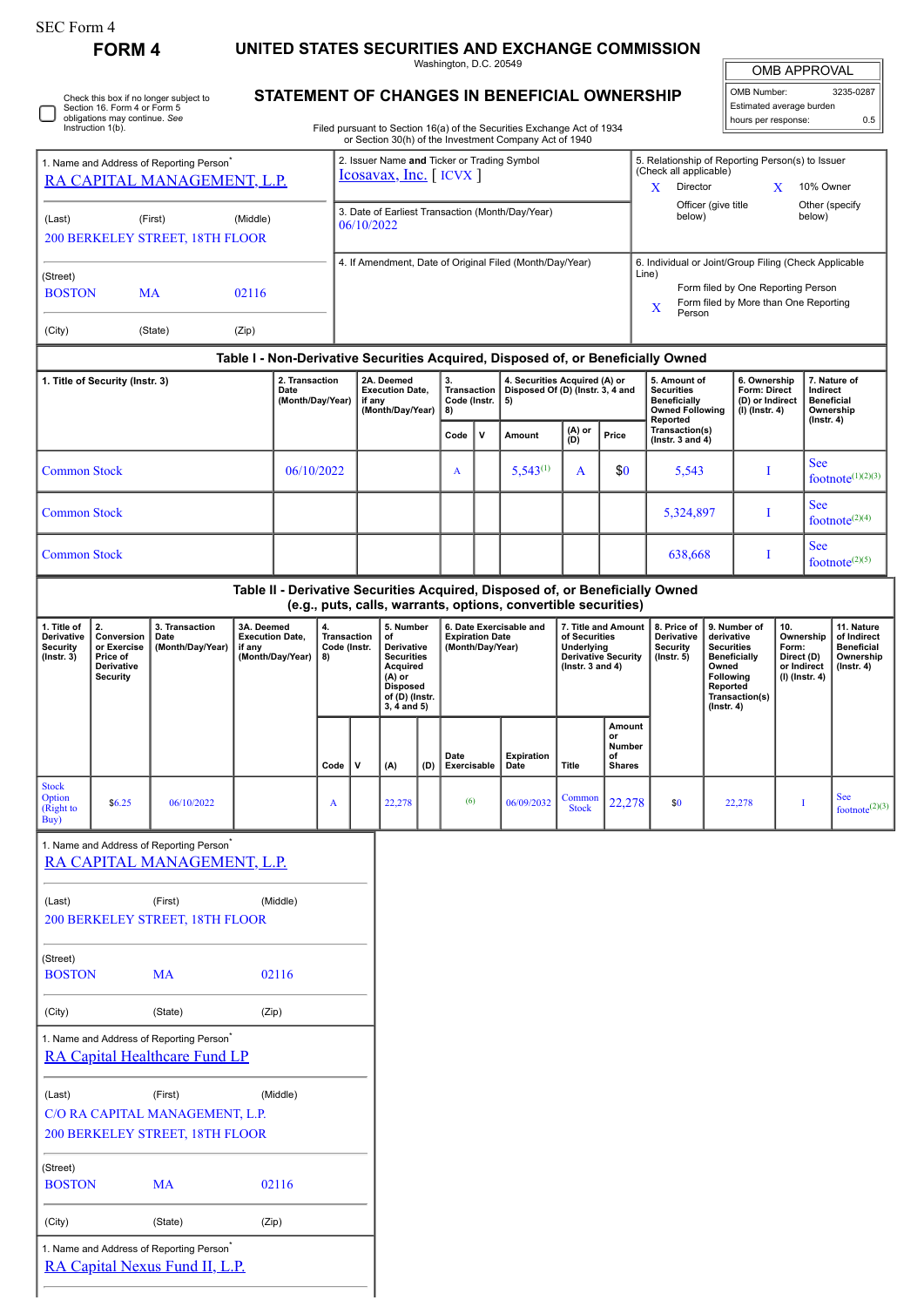SEC Form 4

**FORM 4**

# UNITED STATES SECURITIES AND EXCHANGE COMMISSION

Washington, D.C. 20549

## STATEMENT OF CHANGES IN BENEFICIAL OWNERSHIP

Filed pursuant to Section 16(a) of the Securities Exchange Act of 1934 or Section 30(h) of the Investment Company Act of 1940

| OMB APPROVAL | |
|---|---|
| OMB Number: | 3235-0287 |
| Estimated average burden | |
| hours per response: | 0.5 |

☐ Check this box if no longer subject to Section 16. Form 4 or Form 5 obligations may continue. *See* Instruction 1(b).

1. Name and Address of Reporting Person*
RA CAPITAL MANAGEMENT, L.P.

(Last) (First) (Middle)
200 BERKELEY STREET, 18TH FLOOR

(Street)
BOSTON MA 02116

(City) (State) (Zip)

2. Issuer Name **and** Ticker or Trading Symbol
Icosavax, Inc. [ ICVX ]

3. Date of Earliest Transaction (Month/Day/Year)
06/10/2022

4. If Amendment, Date of Original Filed (Month/Day/Year)

5. Relationship of Reporting Person(s) to Issuer (Check all applicable)
X Director
X 10% Owner
Officer (give title below)
Other (specify below)

6. Individual or Joint/Group Filing (Check Applicable Line)
Form filed by One Reporting Person
X Form filed by More than One Reporting Person

### Table I - Non-Derivative Securities Acquired, Disposed of, or Beneficially Owned

| 1. Title of Security (Instr. 3) | 2. Transaction Date (Month/Day/Year) | 2A. Deemed Execution Date, if any (Month/Day/Year) | 3. Transaction Code (Instr. 8) | | 4. Securities Acquired (A) or Disposed Of (D) (Instr. 3, 4 and 5) | | | 5. Amount of Securities Beneficially Owned Following Reported Transaction(s) (Instr. 3 and 4) | 6. Ownership Form: Direct (D) or Indirect (I) (Instr. 4) | 7. Nature of Indirect Beneficial Ownership (Instr. 4) |
|---|---|---|---|---|---|---|---|---|---|---|
| | | | Code | V | Amount | (A) or (D) | Price | | | |
| Common Stock | 06/10/2022 | | A | | 5,543[(1)] | A | $0 | 5,543 | I | See footnote[(1)(2)(3)] |
| Common Stock | | | | | | | | 5,324,897 | I | See footnote[(2)(4)] |
| Common Stock | | | | | | | | 638,668 | I | See footnote[(2)(5)] |

### Table II - Derivative Securities Acquired, Disposed of, or Beneficially Owned (e.g., puts, calls, warrants, options, convertible securities)

| 1. Title of Derivative Security (Instr. 3) | 2. Conversion or Exercise Price of Derivative Security | 3. Transaction Date (Month/Day/Year) | 3A. Deemed Execution Date, if any (Month/Day/Year) | 4. Transaction Code (Instr. 8) | | 5. Number of Derivative Securities Acquired (A) or Disposed of (D) (Instr. 3, 4 and 5) | | 6. Date Exercisable and Expiration Date (Month/Day/Year) | | 7. Title and Amount of Securities Underlying Derivative Security (Instr. 3 and 4) | | 8. Price of Derivative Security (Instr. 5) | 9. Number of derivative Securities Beneficially Owned Following Reported Transaction(s) (Instr. 4) | 10. Ownership Form: Direct (D) or Indirect (I) (Instr. 4) | 11. Nature of Indirect Beneficial Ownership (Instr. 4) |
|---|---|---|---|---|---|---|---|---|---|---|---|---|---|---|---|
| | | | | Code | V | (A) | (D) | Date Exercisable | Expiration Date | Title | Amount or Number of Shares | | | | |
| Stock Option (Right to Buy) | $6.25 | 06/10/2022 | | A | | 22,278 | | (6) | 06/09/2032 | Common Stock | 22,278 | $0 | 22,278 | I | See footnote[(2)(3)] |

1. Name and Address of Reporting Person*
RA CAPITAL MANAGEMENT, L.P.

(Last) (First) (Middle)
200 BERKELEY STREET, 18TH FLOOR

(Street)
BOSTON MA 02116

(City) (State) (Zip)

1. Name and Address of Reporting Person*
RA Capital Healthcare Fund LP

(Last) (First) (Middle)
C/O RA CAPITAL MANAGEMENT, L.P.
200 BERKELEY STREET, 18TH FLOOR

(Street)
BOSTON MA 02116

(City) (State) (Zip)

1. Name and Address of Reporting Person*
RA Capital Nexus Fund II, L.P.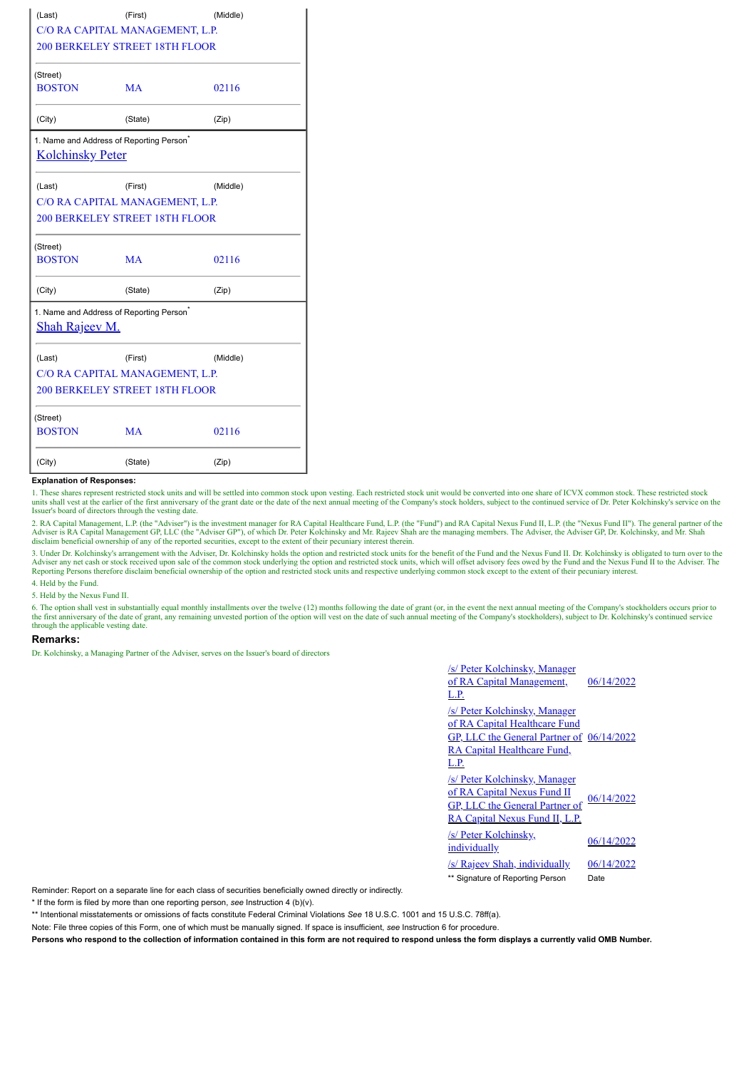| (Last) | (First) | (Middle) |
|---|---|---|
| C/O RA CAPITAL MANAGEMENT, L.P. | | |
| 200 BERKELEY STREET 18TH FLOOR | | |
| (Street) | | |
| BOSTON | MA | 02116 |
| (City) | (State) | (Zip) |

1. Name and Address of Reporting Person*

Kolchinsky Peter

| (Last) | (First) | (Middle) |
|---|---|---|
| C/O RA CAPITAL MANAGEMENT, L.P. | | |
| 200 BERKELEY STREET 18TH FLOOR | | |
| (Street) | | |
| BOSTON | MA | 02116 |
| (City) | (State) | (Zip) |

1. Name and Address of Reporting Person*

Shah Rajeev M.

| (Last) | (First) | (Middle) |
|---|---|---|
| C/O RA CAPITAL MANAGEMENT, L.P. | | |
| 200 BERKELEY STREET 18TH FLOOR | | |
| (Street) | | |
| BOSTON | MA | 02116 |
| (City) | (State) | (Zip) |

**Explanation of Responses:**

1. These shares represent restricted stock units and will be settled into common stock upon vesting. Each restricted stock unit would be converted into one share of ICVX common stock. These restricted stock units shall vest at the earlier of the first anniversary of the grant date or the date of the next annual meeting of the Company's stock holders, subject to the continued service of Dr. Peter Kolchinsky's service on the Issuer's board of directors through the vesting date.

2. RA Capital Management, L.P. (the "Adviser") is the investment manager for RA Capital Healthcare Fund, L.P. (the "Fund") and RA Capital Nexus Fund II, L.P. (the "Nexus Fund II"). The general partner of the Adviser is RA Capital Management GP, LLC (the "Adviser GP"), of which Dr. Peter Kolchinsky and Mr. Rajeev Shah are the managing members. The Adviser, the Adviser GP, Dr. Kolchinsky, and Mr. Shah disclaim beneficial ownership of any of the reported securities, except to the extent of their pecuniary interest therein.

3. Under Dr. Kolchinsky's arrangement with the Adviser, Dr. Kolchinsky holds the option and restricted stock units for the benefit of the Fund and the Nexus Fund II. Dr. Kolchinsky is obligated to turn over to the Adviser any net cash or stock received upon sale of the common stock underlying the option and restricted stock units, which will offset advisory fees owed by the Fund and the Nexus Fund II to the Adviser. The Reporting Persons therefore disclaim beneficial ownership of the option and restricted stock units and respective underlying common stock except to the extent of their pecuniary interest.

4. Held by the Fund.

5. Held by the Nexus Fund II.

6. The option shall vest in substantially equal monthly installments over the twelve (12) months following the date of grant (or, in the event the next annual meeting of the Company's stockholders occurs prior to the first anniversary of the date of grant, any remaining unvested portion of the option will vest on the date of such annual meeting of the Company's stockholders), subject to Dr. Kolchinsky's continued service through the applicable vesting date.

## Remarks:

Dr. Kolchinsky, a Managing Partner of the Adviser, serves on the Issuer's board of directors

| | |
|---|---|
| /s/ Peter Kolchinsky, Manager of RA Capital Management, L.P. | 06/14/2022 |
| /s/ Peter Kolchinsky, Manager of RA Capital Healthcare Fund GP, LLC the General Partner of RA Capital Healthcare Fund, L.P. | 06/14/2022 |
| /s/ Peter Kolchinsky, Manager of RA Capital Nexus Fund II GP, LLC the General Partner of RA Capital Nexus Fund II, L.P. | 06/14/2022 |
| /s/ Peter Kolchinsky, individually | 06/14/2022 |
| /s/ Rajeev Shah, individually | 06/14/2022 |
| ** Signature of Reporting Person | Date |

Reminder: Report on a separate line for each class of securities beneficially owned directly or indirectly.

* If the form is filed by more than one reporting person, *see* Instruction 4 (b)(v).

** Intentional misstatements or omissions of facts constitute Federal Criminal Violations *See* 18 U.S.C. 1001 and 15 U.S.C. 78ff(a).

Note: File three copies of this Form, one of which must be manually signed. If space is insufficient, *see* Instruction 6 for procedure.

**Persons who respond to the collection of information contained in this form are not required to respond unless the form displays a currently valid OMB Number.**